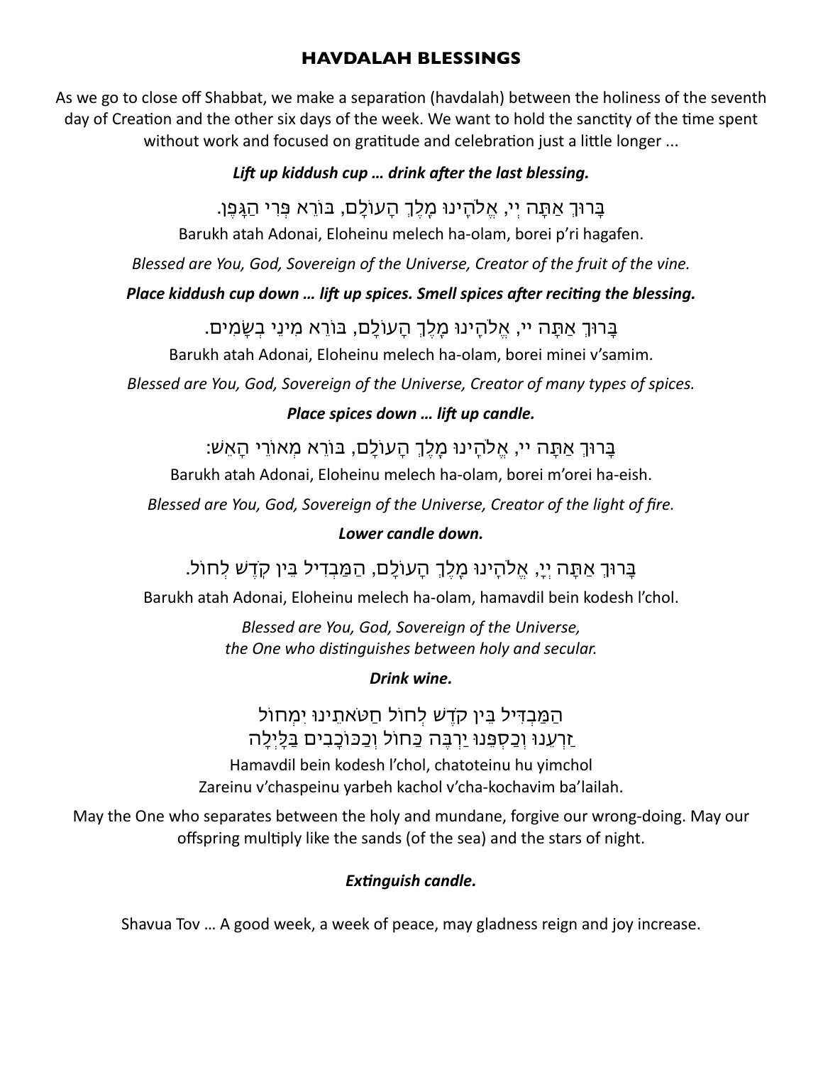## HAVDALAH BLESSINGS

As we go to close off Shabbat, we make a separation (havdalah) between the holiness of the seventh day of Creation and the other six days of the week. We want to hold the sanctity of the time spent without work and focused on gratitude and celebration just a little longer ...

***Lift up kiddush cup … drink after the last blessing.***

בָּרוּךְ אַתָּה יְיָ, אֱלֹהֵינוּ מֶלֶךְ הָעוֹלָם, בּוֹרֵא פְּרִי הַגָּפֶן.

Barukh atah Adonai, Eloheinu melech ha-olam, borei p'ri hagafen.

*Blessed are You, God, Sovereign of the Universe, Creator of the fruit of the vine.*

***Place kiddush cup down … lift up spices. Smell spices after reciting the blessing.***

בָּרוּךְ אַתָּה יי, אֱלֹהֵינוּ מֶלֶךְ הָעוֹלָם, בּוֹרֵא מִינֵי בְשָׂמִים.

Barukh atah Adonai, Eloheinu melech ha-olam, borei minei v'samim.

*Blessed are You, God, Sovereign of the Universe, Creator of many types of spices.*

***Place spices down … lift up candle.***

בָּרוּךְ אַתָּה יי, אֱלֹהֵינוּ מֶלֶךְ הָעוֹלָם, בּוֹרֵא מְאוֹרֵי הָאֵשׁ:

Barukh atah Adonai, Eloheinu melech ha-olam, borei m'orei ha-eish.

*Blessed are You, God, Sovereign of the Universe, Creator of the light of fire.*

***Lower candle down.***

בָּרוּךְ אַתָּה יְיָ, אֱלֹהֵינוּ מֶלֶךְ הָעוֹלָם, הַמַּבְדִיל בֵּין קֹדֶשׁ לְחוֹל.

Barukh atah Adonai, Eloheinu melech ha-olam, hamavdil bein kodesh l'chol.

*Blessed are You, God, Sovereign of the Universe,*
*the One who distinguishes between holy and secular.*

***Drink wine.***

הַמַּבְדִּיל בֵּין קֹדֶשׁ לְחוֹל חַטֹּאתֵינוּ יִמְחוֹל
זַרְעֵנוּ וְכַסְפֵּנוּ יַרְבֶּה כַּחוֹל וְכַכּוֹכָבִים בַּלָּיְלָה

Hamavdil bein kodesh l'chol, chatoteinu hu yimchol
Zareinu v'chaspeinu yarbeh kachol v'cha-kochavim ba'lailah.

May the One who separates between the holy and mundane, forgive our wrong-doing. May our offspring multiply like the sands (of the sea) and the stars of night.

***Extinguish candle.***

Shavua Tov … A good week, a week of peace, may gladness reign and joy increase.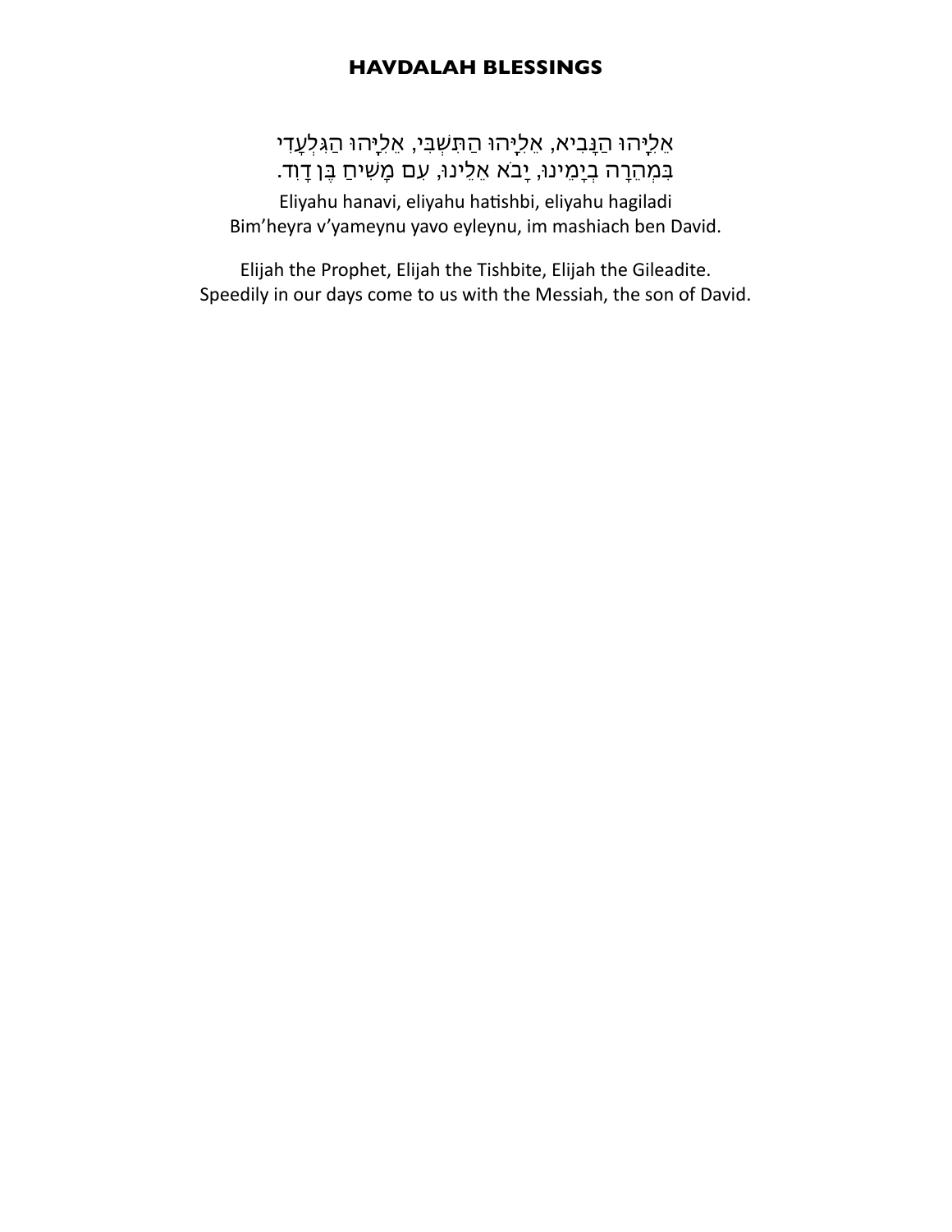**HAVDALAH BLESSINGS**

אֵלִיָּהוּ הַנָּבִיא, אֵלִיָּהוּ הַתִּשְׁבִּי, אֵלִיָּהוּ הַגִּלְעָדִי
בִּמְהֵרָה בְיָמֵינוּ, יָבֹא אֵלֵינוּ, עִם מָשִׁיחַ בֶּן דָּוִד.

Eliyahu hanavi, eliyahu hatishbi, eliyahu hagiladi
Bim'heyra v'yameynu yavo eyleynu, im mashiach ben David.

Elijah the Prophet, Elijah the Tishbite, Elijah the Gileadite.
Speedily in our days come to us with the Messiah, the son of David.